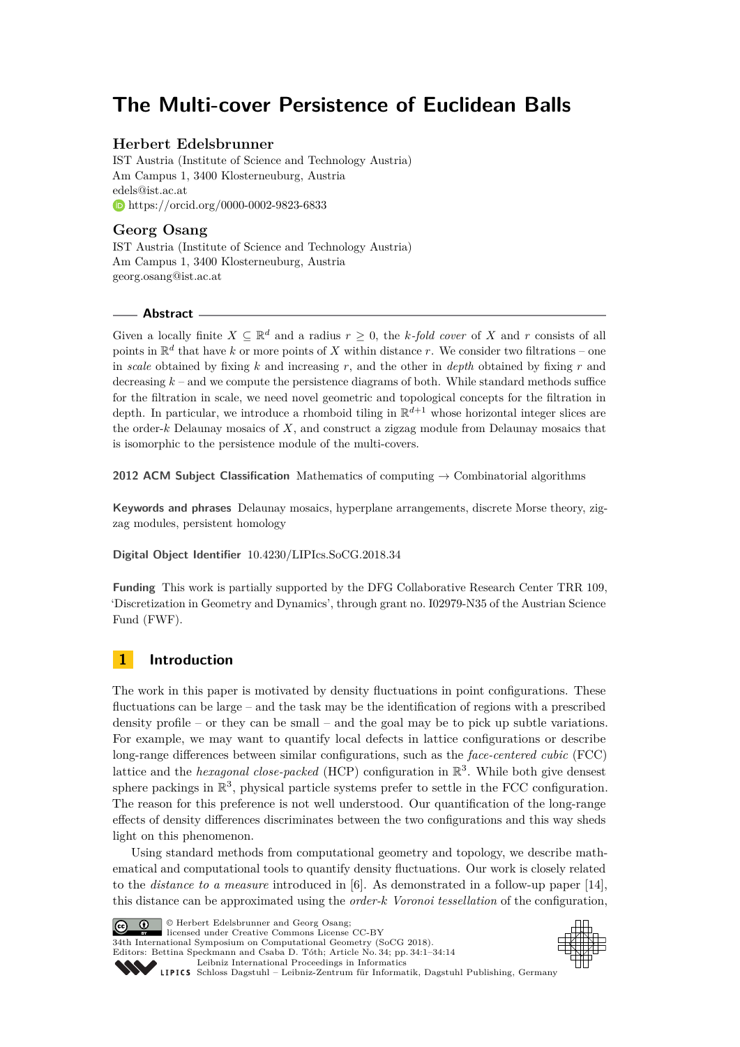# The Multi-cover Persistence of Euclidean Balls

## Herbert Edelsbrunner

IST Austria (Institute of Science and Technology Austria)
Am Campus 1, 3400 Klosterneuburg, Austria
edels@ist.ac.at
https://orcid.org/0000-0002-9823-6833

## Georg Osang

IST Austria (Institute of Science and Technology Austria)
Am Campus 1, 3400 Klosterneuburg, Austria
georg.osang@ist.ac.at

**Abstract**

Given a locally finite $X \subseteq \mathbb{R}^d$ and a radius $r \geq 0$, the *$k$-fold cover* of $X$ and $r$ consists of all points in $\mathbb{R}^d$ that have $k$ or more points of $X$ within distance $r$. We consider two filtrations – one in *scale* obtained by fixing $k$ and increasing $r$, and the other in *depth* obtained by fixing $r$ and decreasing $k$ – and we compute the persistence diagrams of both. While standard methods suffice for the filtration in scale, we need novel geometric and topological concepts for the filtration in depth. In particular, we introduce a rhomboid tiling in $\mathbb{R}^{d+1}$ whose horizontal integer slices are the order-$k$ Delaunay mosaics of $X$, and construct a zigzag module from Delaunay mosaics that is isomorphic to the persistence module of the multi-covers.

**2012 ACM Subject Classification** Mathematics of computing → Combinatorial algorithms

**Keywords and phrases** Delaunay mosaics, hyperplane arrangements, discrete Morse theory, zigzag modules, persistent homology

**Digital Object Identifier** 10.4230/LIPIcs.SoCG.2018.34

**Funding** This work is partially supported by the DFG Collaborative Research Center TRR 109, 'Discretization in Geometry and Dynamics', through grant no. I02979-N35 of the Austrian Science Fund (FWF).

## 1 Introduction

The work in this paper is motivated by density fluctuations in point configurations. These fluctuations can be large – and the task may be the identification of regions with a prescribed density profile – or they can be small – and the goal may be to pick up subtle variations. For example, we may want to quantify local defects in lattice configurations or describe long-range differences between similar configurations, such as the *face-centered cubic* (FCC) lattice and the *hexagonal close-packed* (HCP) configuration in $\mathbb{R}^3$. While both give densest sphere packings in $\mathbb{R}^3$, physical particle systems prefer to settle in the FCC configuration. The reason for this preference is not well understood. Our quantification of the long-range effects of density differences discriminates between the two configurations and this way sheds light on this phenomenon.

Using standard methods from computational geometry and topology, we describe mathematical and computational tools to quantify density fluctuations. Our work is closely related to the *distance to a measure* introduced in [6]. As demonstrated in a follow-up paper [14], this distance can be approximated using the *order-$k$ Voronoi tessellation* of the configuration,

© Herbert Edelsbrunner and Georg Osang;
licensed under Creative Commons License CC-BY
34th International Symposium on Computational Geometry (SoCG 2018).
Editors: Bettina Speckmann and Csaba D. Tóth; Article No. 34; pp. 34:1–34:14
Leibniz International Proceedings in Informatics
Schloss Dagstuhl – Leibniz-Zentrum für Informatik, Dagstuhl Publishing, Germany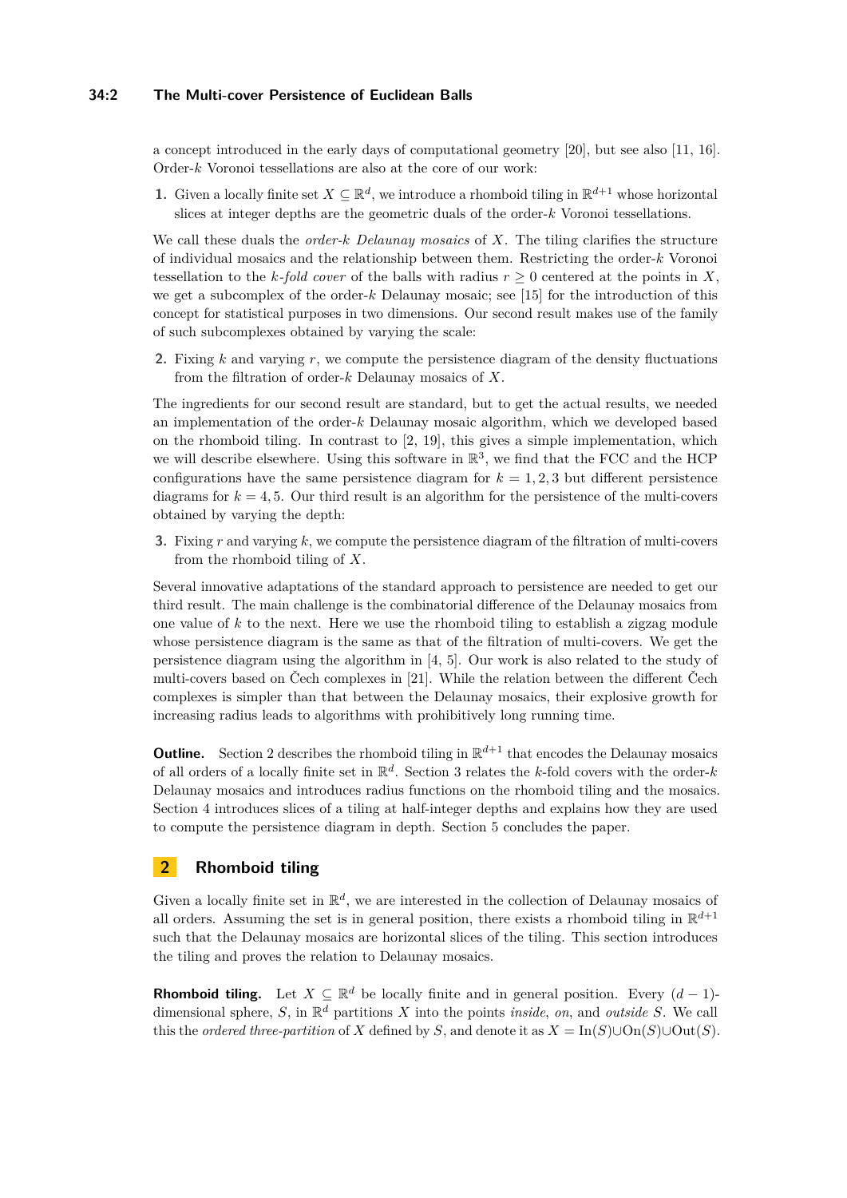a concept introduced in the early days of computational geometry [20], but see also [11, 16]. Order-$k$ Voronoi tessellations are also at the core of our work:

1. Given a locally finite set $X \subseteq \mathbb{R}^d$, we introduce a rhomboid tiling in $\mathbb{R}^{d+1}$ whose horizontal slices at integer depths are the geometric duals of the order-$k$ Voronoi tessellations.

We call these duals the *order-$k$ Delaunay mosaics* of $X$. The tiling clarifies the structure of individual mosaics and the relationship between them. Restricting the order-$k$ Voronoi tessellation to the *$k$-fold cover* of the balls with radius $r \geq 0$ centered at the points in $X$, we get a subcomplex of the order-$k$ Delaunay mosaic; see [15] for the introduction of this concept for statistical purposes in two dimensions. Our second result makes use of the family of such subcomplexes obtained by varying the scale:

2. Fixing $k$ and varying $r$, we compute the persistence diagram of the density fluctuations from the filtration of order-$k$ Delaunay mosaics of $X$.

The ingredients for our second result are standard, but to get the actual results, we needed an implementation of the order-$k$ Delaunay mosaic algorithm, which we developed based on the rhomboid tiling. In contrast to [2, 19], this gives a simple implementation, which we will describe elsewhere. Using this software in $\mathbb{R}^3$, we find that the FCC and the HCP configurations have the same persistence diagram for $k = 1, 2, 3$ but different persistence diagrams for $k = 4, 5$. Our third result is an algorithm for the persistence of the multi-covers obtained by varying the depth:

3. Fixing $r$ and varying $k$, we compute the persistence diagram of the filtration of multi-covers from the rhomboid tiling of $X$.

Several innovative adaptations of the standard approach to persistence are needed to get our third result. The main challenge is the combinatorial difference of the Delaunay mosaics from one value of $k$ to the next. Here we use the rhomboid tiling to establish a zigzag module whose persistence diagram is the same as that of the filtration of multi-covers. We get the persistence diagram using the algorithm in [4, 5]. Our work is also related to the study of multi-covers based on Čech complexes in [21]. While the relation between the different Čech complexes is simpler than that between the Delaunay mosaics, their explosive growth for increasing radius leads to algorithms with prohibitively long running time.

**Outline.** Section 2 describes the rhomboid tiling in $\mathbb{R}^{d+1}$ that encodes the Delaunay mosaics of all orders of a locally finite set in $\mathbb{R}^d$. Section 3 relates the $k$-fold covers with the order-$k$ Delaunay mosaics and introduces radius functions on the rhomboid tiling and the mosaics. Section 4 introduces slices of a tiling at half-integer depths and explains how they are used to compute the persistence diagram in depth. Section 5 concludes the paper.

## 2 Rhomboid tiling

Given a locally finite set in $\mathbb{R}^d$, we are interested in the collection of Delaunay mosaics of all orders. Assuming the set is in general position, there exists a rhomboid tiling in $\mathbb{R}^{d+1}$ such that the Delaunay mosaics are horizontal slices of the tiling. This section introduces the tiling and proves the relation to Delaunay mosaics.

**Rhomboid tiling.** Let $X \subseteq \mathbb{R}^d$ be locally finite and in general position. Every $(d-1)$-dimensional sphere, $S$, in $\mathbb{R}^d$ partitions $X$ into the points *inside*, *on*, and *outside* $S$. We call this the *ordered three-partition* of $X$ defined by $S$, and denote it as $X = \mathrm{In}(S) \cup \mathrm{On}(S) \cup \mathrm{Out}(S)$.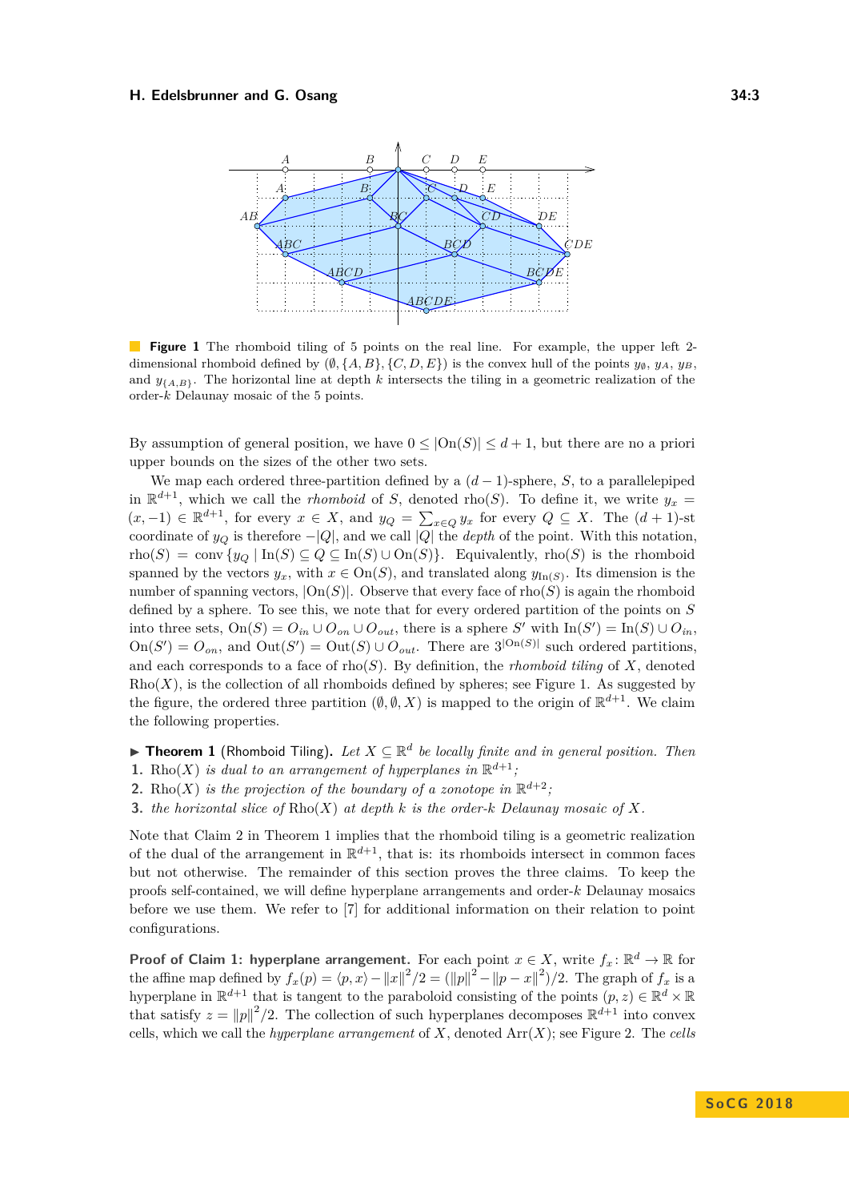**Figure 1** The rhomboid tiling of 5 points on the real line. For example, the upper left 2-dimensional rhomboid defined by $(\emptyset, \{A, B\}, \{C, D, E\})$ is the convex hull of the points $y_\emptyset$, $y_A$, $y_B$, and $y_{\{A,B\}}$. The horizontal line at depth $k$ intersects the tiling in a geometric realization of the order-$k$ Delaunay mosaic of the 5 points.

By assumption of general position, we have $0 \leq |\mathrm{On}(S)| \leq d+1$, but there are no a priori upper bounds on the sizes of the other two sets.

We map each ordered three-partition defined by a $(d-1)$-sphere, $S$, to a parallelepiped in $\mathbb{R}^{d+1}$, which we call the *rhomboid* of $S$, denoted $\mathrm{rho}(S)$. To define it, we write $y_x = (x, -1) \in \mathbb{R}^{d+1}$, for every $x \in X$, and $y_Q = \sum_{x \in Q} y_x$ for every $Q \subseteq X$. The $(d+1)$-st coordinate of $y_Q$ is therefore $-|Q|$, and we call $|Q|$ the *depth* of the point. With this notation, $\mathrm{rho}(S) = \mathrm{conv}\,\{y_Q \mid \mathrm{In}(S) \subseteq Q \subseteq \mathrm{In}(S) \cup \mathrm{On}(S)\}$. Equivalently, $\mathrm{rho}(S)$ is the rhomboid spanned by the vectors $y_x$, with $x \in \mathrm{On}(S)$, and translated along $y_{\mathrm{In}(S)}$. Its dimension is the number of spanning vectors, $|\mathrm{On}(S)|$. Observe that every face of $\mathrm{rho}(S)$ is again the rhomboid defined by a sphere. To see this, we note that for every ordered partition of the points on $S$ into three sets, $\mathrm{On}(S) = O_{in} \cup O_{on} \cup O_{out}$, there is a sphere $S'$ with $\mathrm{In}(S') = \mathrm{In}(S) \cup O_{in}$, $\mathrm{On}(S') = O_{on}$, and $\mathrm{Out}(S') = \mathrm{Out}(S) \cup O_{out}$. There are $3^{|\mathrm{On}(S)|}$ such ordered partitions, and each corresponds to a face of $\mathrm{rho}(S)$. By definition, the *rhomboid tiling* of $X$, denoted $\mathrm{Rho}(X)$, is the collection of all rhomboids defined by spheres; see Figure 1. As suggested by the figure, the ordered three partition $(\emptyset, \emptyset, X)$ is mapped to the origin of $\mathbb{R}^{d+1}$. We claim the following properties.

**Theorem 1** (Rhomboid Tiling). *Let $X \subseteq \mathbb{R}^d$ be locally finite and in general position. Then*

1. *$\mathrm{Rho}(X)$ is dual to an arrangement of hyperplanes in $\mathbb{R}^{d+1}$;*
2. *$\mathrm{Rho}(X)$ is the projection of the boundary of a zonotope in $\mathbb{R}^{d+2}$;*
3. *the horizontal slice of $\mathrm{Rho}(X)$ at depth $k$ is the order-$k$ Delaunay mosaic of $X$.*

Note that Claim 2 in Theorem 1 implies that the rhomboid tiling is a geometric realization of the dual of the arrangement in $\mathbb{R}^{d+1}$, that is: its rhomboids intersect in common faces but not otherwise. The remainder of this section proves the three claims. To keep the proofs self-contained, we will define hyperplane arrangements and order-$k$ Delaunay mosaics before we use them. We refer to [7] for additional information on their relation to point configurations.

**Proof of Claim 1: hyperplane arrangement.** For each point $x \in X$, write $f_x \colon \mathbb{R}^d \to \mathbb{R}$ for the affine map defined by $f_x(p) = \langle p, x \rangle - \|x\|^2/2 = (\|p\|^2 - \|p - x\|^2)/2$. The graph of $f_x$ is a hyperplane in $\mathbb{R}^{d+1}$ that is tangent to the paraboloid consisting of the points $(p, z) \in \mathbb{R}^d \times \mathbb{R}$ that satisfy $z = \|p\|^2/2$. The collection of such hyperplanes decomposes $\mathbb{R}^{d+1}$ into convex cells, which we call the *hyperplane arrangement* of $X$, denoted $\mathrm{Arr}(X)$; see Figure 2. The *cells*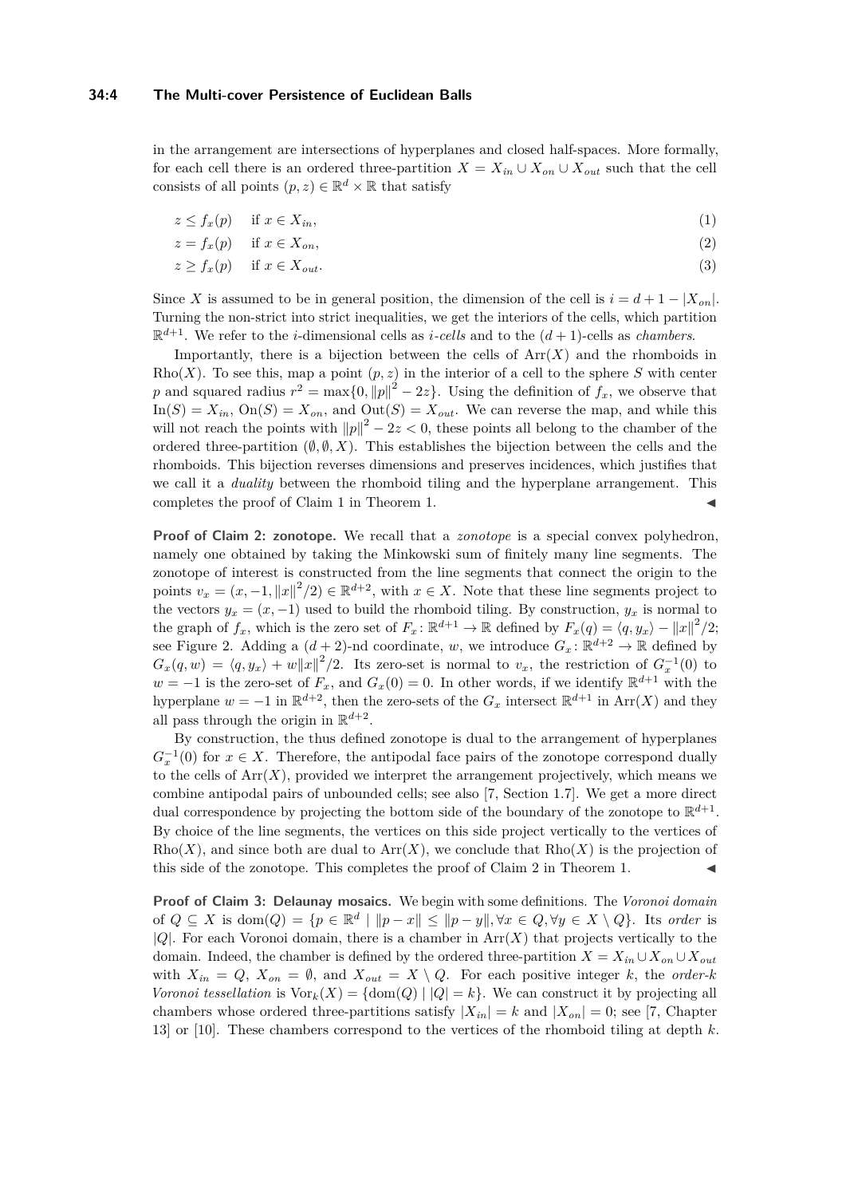in the arrangement are intersections of hyperplanes and closed half-spaces. More formally, for each cell there is an ordered three-partition $X = X_{in} \cup X_{on} \cup X_{out}$ such that the cell consists of all points $(p, z) \in \mathbb{R}^d \times \mathbb{R}$ that satisfy

$$z \leq f_x(p) \quad \text{if } x \in X_{in}, \tag{1}$$

$$z = f_x(p) \quad \text{if } x \in X_{on}, \tag{2}$$

$$z \geq f_x(p) \quad \text{if } x \in X_{out}. \tag{3}$$

Since $X$ is assumed to be in general position, the dimension of the cell is $i = d + 1 - |X_{on}|$. Turning the non-strict into strict inequalities, we get the interiors of the cells, which partition $\mathbb{R}^{d+1}$. We refer to the $i$-dimensional cells as *$i$-cells* and to the $(d+1)$-cells as *chambers*.

Importantly, there is a bijection between the cells of $\mathrm{Arr}(X)$ and the rhomboids in $\mathrm{Rho}(X)$. To see this, map a point $(p, z)$ in the interior of a cell to the sphere $S$ with center $p$ and squared radius $r^2 = \max\{0, \|p\|^2 - 2z\}$. Using the definition of $f_x$, we observe that $\mathrm{In}(S) = X_{in}$, $\mathrm{On}(S) = X_{on}$, and $\mathrm{Out}(S) = X_{out}$. We can reverse the map, and while this will not reach the points with $\|p\|^2 - 2z < 0$, these points all belong to the chamber of the ordered three-partition $(\emptyset, \emptyset, X)$. This establishes the bijection between the cells and the rhomboids. This bijection reverses dimensions and preserves incidences, which justifies that we call it a *duality* between the rhomboid tiling and the hyperplane arrangement. This completes the proof of Claim 1 in Theorem 1. ◀

**Proof of Claim 2: zonotope.** We recall that a *zonotope* is a special convex polyhedron, namely one obtained by taking the Minkowski sum of finitely many line segments. The zonotope of interest is constructed from the line segments that connect the origin to the points $v_x = (x, -1, \|x\|^2/2) \in \mathbb{R}^{d+2}$, with $x \in X$. Note that these line segments project to the vectors $y_x = (x, -1)$ used to build the rhomboid tiling. By construction, $y_x$ is normal to the graph of $f_x$, which is the zero set of $F_x \colon \mathbb{R}^{d+1} \to \mathbb{R}$ defined by $F_x(q) = \langle q, y_x \rangle - \|x\|^2/2$; see Figure 2. Adding a $(d+2)$-nd coordinate, $w$, we introduce $G_x \colon \mathbb{R}^{d+2} \to \mathbb{R}$ defined by $G_x(q, w) = \langle q, y_x \rangle + w\|x\|^2/2$. Its zero-set is normal to $v_x$, the restriction of $G_x^{-1}(0)$ to $w = -1$ is the zero-set of $F_x$, and $G_x(0) = 0$. In other words, if we identify $\mathbb{R}^{d+1}$ with the hyperplane $w = -1$ in $\mathbb{R}^{d+2}$, then the zero-sets of the $G_x$ intersect $\mathbb{R}^{d+1}$ in $\mathrm{Arr}(X)$ and they all pass through the origin in $\mathbb{R}^{d+2}$.

By construction, the thus defined zonotope is dual to the arrangement of hyperplanes $G_x^{-1}(0)$ for $x \in X$. Therefore, the antipodal face pairs of the zonotope correspond dually to the cells of $\mathrm{Arr}(X)$, provided we interpret the arrangement projectively, which means we combine antipodal pairs of unbounded cells; see also [7, Section 1.7]. We get a more direct dual correspondence by projecting the bottom side of the boundary of the zonotope to $\mathbb{R}^{d+1}$. By choice of the line segments, the vertices on this side project vertically to the vertices of $\mathrm{Rho}(X)$, and since both are dual to $\mathrm{Arr}(X)$, we conclude that $\mathrm{Rho}(X)$ is the projection of this side of the zonotope. This completes the proof of Claim 2 in Theorem 1. ◀

**Proof of Claim 3: Delaunay mosaics.** We begin with some definitions. The *Voronoi domain* of $Q \subseteq X$ is $\mathrm{dom}(Q) = \{p \in \mathbb{R}^d \mid \|p - x\| \leq \|p - y\|, \forall x \in Q, \forall y \in X \setminus Q\}$. Its *order* is $|Q|$. For each Voronoi domain, there is a chamber in $\mathrm{Arr}(X)$ that projects vertically to the domain. Indeed, the chamber is defined by the ordered three-partition $X = X_{in} \cup X_{on} \cup X_{out}$ with $X_{in} = Q$, $X_{on} = \emptyset$, and $X_{out} = X \setminus Q$. For each positive integer $k$, the *order-$k$ Voronoi tessellation* is $\mathrm{Vor}_k(X) = \{\mathrm{dom}(Q) \mid |Q| = k\}$. We can construct it by projecting all chambers whose ordered three-partitions satisfy $|X_{in}| = k$ and $|X_{on}| = 0$; see [7, Chapter 13] or [10]. These chambers correspond to the vertices of the rhomboid tiling at depth $k$.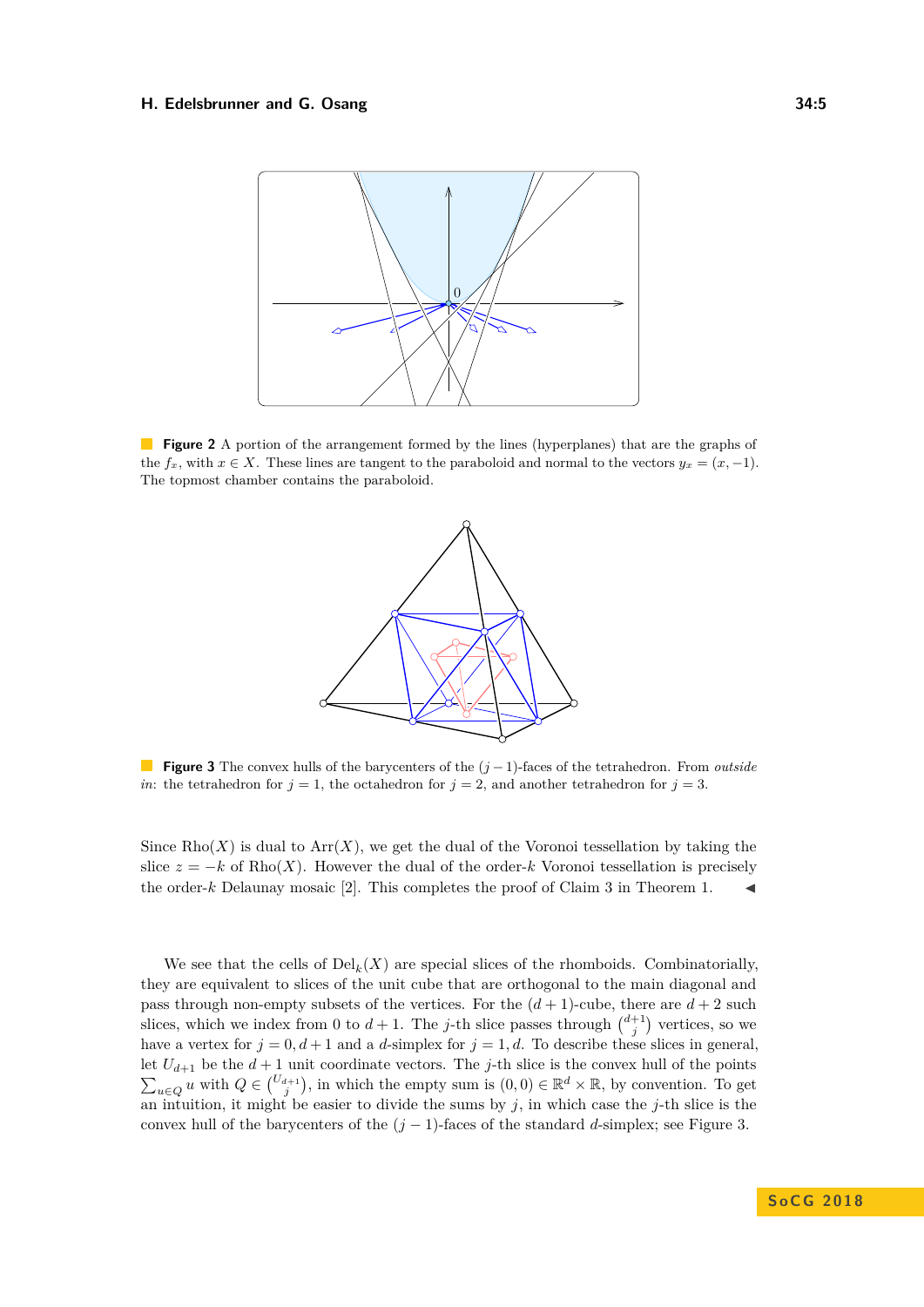**Figure 2** A portion of the arrangement formed by the lines (hyperplanes) that are the graphs of the $f_x$, with $x \in X$. These lines are tangent to the paraboloid and normal to the vectors $y_x = (x, -1)$. The topmost chamber contains the paraboloid.

**Figure 3** The convex hulls of the barycenters of the $(j-1)$-faces of the tetrahedron. From *outside in*: the tetrahedron for $j = 1$, the octahedron for $j = 2$, and another tetrahedron for $j = 3$.

Since $\mathrm{Rho}(X)$ is dual to $\mathrm{Arr}(X)$, we get the dual of the Voronoi tessellation by taking the slice $z = -k$ of $\mathrm{Rho}(X)$. However the dual of the order-$k$ Voronoi tessellation is precisely the order-$k$ Delaunay mosaic [2]. This completes the proof of Claim 3 in Theorem 1. ◀

We see that the cells of $\mathrm{Del}_k(X)$ are special slices of the rhomboids. Combinatorially, they are equivalent to slices of the unit cube that are orthogonal to the main diagonal and pass through non-empty subsets of the vertices. For the $(d+1)$-cube, there are $d+2$ such slices, which we index from $0$ to $d+1$. The $j$-th slice passes through $\binom{d+1}{j}$ vertices, so we have a vertex for $j = 0, d+1$ and a $d$-simplex for $j = 1, d$. To describe these slices in general, let $U_{d+1}$ be the $d+1$ unit coordinate vectors. The $j$-th slice is the convex hull of the points $\sum_{u \in Q} u$ with $Q \in \binom{U_{d+1}}{j}$, in which the empty sum is $(0, 0) \in \mathbb{R}^d \times \mathbb{R}$, by convention. To get an intuition, it might be easier to divide the sums by $j$, in which case the $j$-th slice is the convex hull of the barycenters of the $(j-1)$-faces of the standard $d$-simplex; see Figure 3.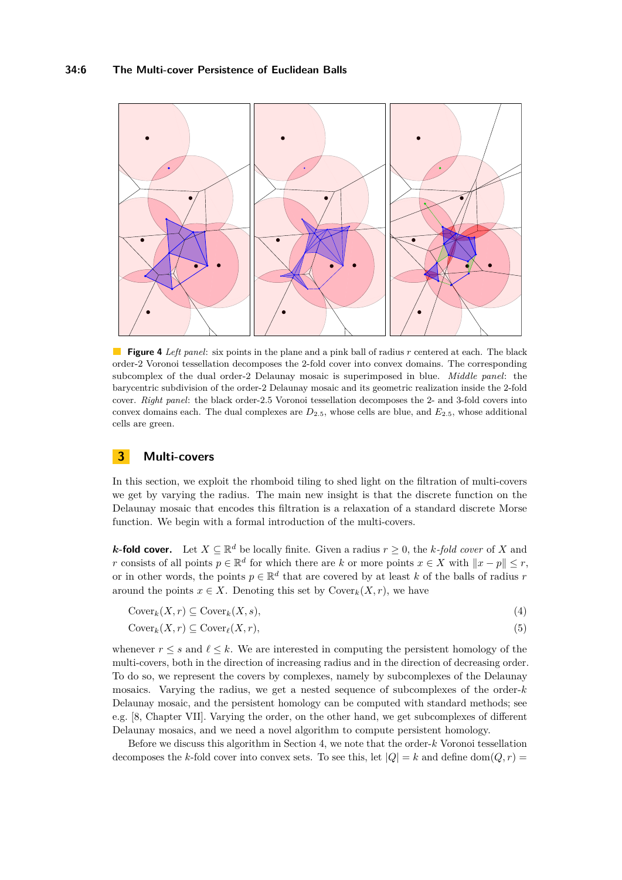**Figure 4** *Left panel*: six points in the plane and a pink ball of radius $r$ centered at each. The black order-2 Voronoi tessellation decomposes the 2-fold cover into convex domains. The corresponding subcomplex of the dual order-2 Delaunay mosaic is superimposed in blue. *Middle panel*: the barycentric subdivision of the order-2 Delaunay mosaic and its geometric realization inside the 2-fold cover. *Right panel*: the black order-2.5 Voronoi tessellation decomposes the 2- and 3-fold covers into convex domains each. The dual complexes are $D_{2.5}$, whose cells are blue, and $E_{2.5}$, whose additional cells are green.

# 3 Multi-covers

In this section, we exploit the rhomboid tiling to shed light on the filtration of multi-covers we get by varying the radius. The main new insight is that the discrete function on the Delaunay mosaic that encodes this filtration is a relaxation of a standard discrete Morse function. We begin with a formal introduction of the multi-covers.

**$k$-fold cover.** Let $X \subseteq \mathbb{R}^d$ be locally finite. Given a radius $r \geq 0$, the *$k$-fold cover* of $X$ and $r$ consists of all points $p \in \mathbb{R}^d$ for which there are $k$ or more points $x \in X$ with $\|x - p\| \leq r$, or in other words, the points $p \in \mathbb{R}^d$ that are covered by at least $k$ of the balls of radius $r$ around the points $x \in X$. Denoting this set by $\mathrm{Cover}_k(X, r)$, we have

$$\mathrm{Cover}_k(X, r) \subseteq \mathrm{Cover}_k(X, s), \tag{4}$$

$$\mathrm{Cover}_k(X, r) \subseteq \mathrm{Cover}_\ell(X, r), \tag{5}$$

whenever $r \leq s$ and $\ell \leq k$. We are interested in computing the persistent homology of the multi-covers, both in the direction of increasing radius and in the direction of decreasing order. To do so, we represent the covers by complexes, namely by subcomplexes of the Delaunay mosaics. Varying the radius, we get a nested sequence of subcomplexes of the order-$k$ Delaunay mosaic, and the persistent homology can be computed with standard methods; see e.g. [8, Chapter VII]. Varying the order, on the other hand, we get subcomplexes of different Delaunay mosaics, and we need a novel algorithm to compute persistent homology.

Before we discuss this algorithm in Section 4, we note that the order-$k$ Voronoi tessellation decomposes the $k$-fold cover into convex sets. To see this, let $|Q| = k$ and define $\mathrm{dom}(Q, r) =$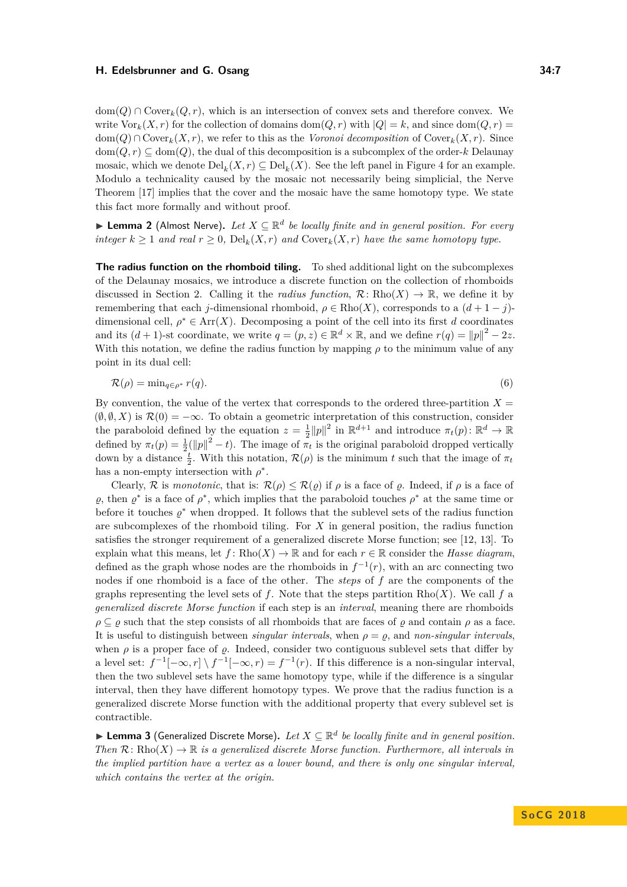$\text{dom}(Q) \cap \text{Cover}_k(Q, r)$, which is an intersection of convex sets and therefore convex. We write $\text{Vor}_k(X, r)$ for the collection of domains $\text{dom}(Q, r)$ with $|Q| = k$, and since $\text{dom}(Q, r) = \text{dom}(Q) \cap \text{Cover}_k(X, r)$, we refer to this as the *Voronoi decomposition* of $\text{Cover}_k(X, r)$. Since $\text{dom}(Q, r) \subseteq \text{dom}(Q)$, the dual of this decomposition is a subcomplex of the order-$k$ Delaunay mosaic, which we denote $\text{Del}_k(X, r) \subseteq \text{Del}_k(X)$. See the left panel in Figure 4 for an example. Modulo a technicality caused by the mosaic not necessarily being simplicial, the Nerve Theorem [17] implies that the cover and the mosaic have the same homotopy type. We state this fact more formally and without proof.

▶ **Lemma 2** (Almost Nerve). *Let $X \subseteq \mathbb{R}^d$ be locally finite and in general position. For every integer $k \geq 1$ and real $r \geq 0$, $\text{Del}_k(X, r)$ and $\text{Cover}_k(X, r)$ have the same homotopy type.*

**The radius function on the rhomboid tiling.** To shed additional light on the subcomplexes of the Delaunay mosaics, we introduce a discrete function on the collection of rhomboids discussed in Section 2. Calling it the *radius function*, $\mathcal{R} \colon \text{Rho}(X) \to \mathbb{R}$, we define it by remembering that each $j$-dimensional rhomboid, $\rho \in \text{Rho}(X)$, corresponds to a $(d+1-j)$-dimensional cell, $\rho^* \in \text{Arr}(X)$. Decomposing a point of the cell into its first $d$ coordinates and its $(d+1)$-st coordinate, we write $q = (p, z) \in \mathbb{R}^d \times \mathbb{R}$, and we define $r(q) = \|p\|^2 - 2z$. With this notation, we define the radius function by mapping $\rho$ to the minimum value of any point in its dual cell:

$$\mathcal{R}(\rho) = \min_{q \in \rho^*} r(q). \tag{6}$$

By convention, the value of the vertex that corresponds to the ordered three-partition $X = (\emptyset, \emptyset, X)$ is $\mathcal{R}(0) = -\infty$. To obtain a geometric interpretation of this construction, consider the paraboloid defined by the equation $z = \frac{1}{2}\|p\|^2$ in $\mathbb{R}^{d+1}$ and introduce $\pi_t(p) \colon \mathbb{R}^d \to \mathbb{R}$ defined by $\pi_t(p) = \frac{1}{2}(\|p\|^2 - t)$. The image of $\pi_t$ is the original paraboloid dropped vertically down by a distance $\frac{t}{2}$. With this notation, $\mathcal{R}(\rho)$ is the minimum $t$ such that the image of $\pi_t$ has a non-empty intersection with $\rho^*$.

Clearly, $\mathcal{R}$ is *monotonic*, that is: $\mathcal{R}(\rho) \leq \mathcal{R}(\varrho)$ if $\rho$ is a face of $\varrho$. Indeed, if $\rho$ is a face of $\varrho$, then $\varrho^*$ is a face of $\rho^*$, which implies that the paraboloid touches $\rho^*$ at the same time or before it touches $\varrho^*$ when dropped. It follows that the sublevel sets of the radius function are subcomplexes of the rhomboid tiling. For $X$ in general position, the radius function satisfies the stronger requirement of a generalized discrete Morse function; see [12, 13]. To explain what this means, let $f \colon \text{Rho}(X) \to \mathbb{R}$ and for each $r \in \mathbb{R}$ consider the *Hasse diagram*, defined as the graph whose nodes are the rhomboids in $f^{-1}(r)$, with an arc connecting two nodes if one rhomboid is a face of the other. The *steps* of $f$ are the components of the graphs representing the level sets of $f$. Note that the steps partition $\text{Rho}(X)$. We call $f$ a *generalized discrete Morse function* if each step is an *interval*, meaning there are rhomboids $\rho \subseteq \varrho$ such that the step consists of all rhomboids that are faces of $\varrho$ and contain $\rho$ as a face. It is useful to distinguish between *singular intervals*, when $\rho = \varrho$, and *non-singular intervals*, when $\rho$ is a proper face of $\varrho$. Indeed, consider two contiguous sublevel sets that differ by a level set: $f^{-1}[-\infty, r] \setminus f^{-1}[-\infty, r) = f^{-1}(r)$. If this difference is a non-singular interval, then the two sublevel sets have the same homotopy type, while if the difference is a singular interval, then they have different homotopy types. We prove that the radius function is a generalized discrete Morse function with the additional property that every sublevel set is contractible.

▶ **Lemma 3** (Generalized Discrete Morse). *Let $X \subseteq \mathbb{R}^d$ be locally finite and in general position. Then $\mathcal{R} \colon \text{Rho}(X) \to \mathbb{R}$ is a generalized discrete Morse function. Furthermore, all intervals in the implied partition have a vertex as a lower bound, and there is only one singular interval, which contains the vertex at the origin.*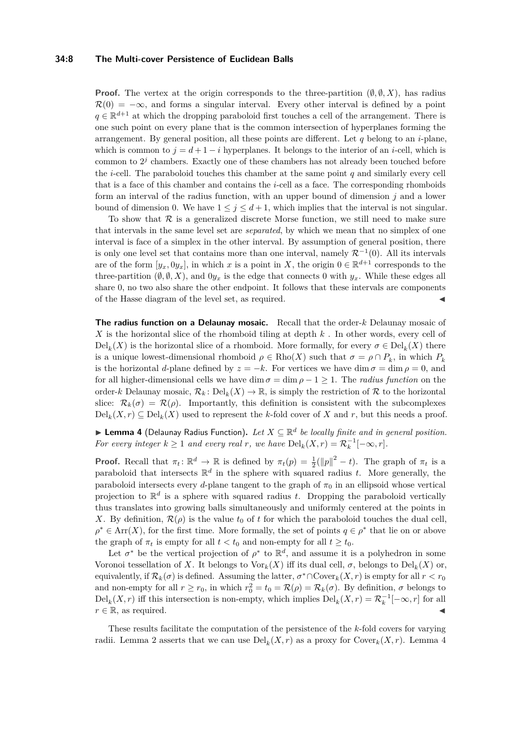**Proof.** The vertex at the origin corresponds to the three-partition $(\emptyset, \emptyset, X)$, has radius $\mathcal{R}(0) = -\infty$, and forms a singular interval. Every other interval is defined by a point $q \in \mathbb{R}^{d+1}$ at which the dropping paraboloid first touches a cell of the arrangement. There is one such point on every plane that is the common intersection of hyperplanes forming the arrangement. By general position, all these points are different. Let $q$ belong to an $i$-plane, which is common to $j = d + 1 - i$ hyperplanes. It belongs to the interior of an $i$-cell, which is common to $2^j$ chambers. Exactly one of these chambers has not already been touched before the $i$-cell. The paraboloid touches this chamber at the same point $q$ and similarly every cell that is a face of this chamber and contains the $i$-cell as a face. The corresponding rhomboids form an interval of the radius function, with an upper bound of dimension $j$ and a lower bound of dimension 0. We have $1 \leq j \leq d + 1$, which implies that the interval is not singular.

To show that $\mathcal{R}$ is a generalized discrete Morse function, we still need to make sure that intervals in the same level set are *separated*, by which we mean that no simplex of one interval is face of a simplex in the other interval. By assumption of general position, there is only one level set that contains more than one interval, namely $\mathcal{R}^{-1}(0)$. All its intervals are of the form $[y_x, 0y_x]$, in which $x$ is a point in $X$, the origin $0 \in \mathbb{R}^{d+1}$ corresponds to the three-partition $(\emptyset, \emptyset, X)$, and $0y_x$ is the edge that connects 0 with $y_x$. While these edges all share 0, no two also share the other endpoint. It follows that these intervals are components of the Hasse diagram of the level set, as required. ◀

**The radius function on a Delaunay mosaic.** Recall that the order-$k$ Delaunay mosaic of $X$ is the horizontal slice of the rhomboid tiling at depth $k$ . In other words, every cell of $\mathrm{Del}_k(X)$ is the horizontal slice of a rhomboid. More formally, for every $\sigma \in \mathrm{Del}_k(X)$ there is a unique lowest-dimensional rhomboid $\rho \in \mathrm{Rho}(X)$ such that $\sigma = \rho \cap P_k$, in which $P_k$ is the horizontal $d$-plane defined by $z = -k$. For vertices we have $\dim \sigma = \dim \rho = 0$, and for all higher-dimensional cells we have $\dim \sigma = \dim \rho - 1 \geq 1$. The *radius function* on the order-$k$ Delaunay mosaic, $\mathcal{R}_k \colon \mathrm{Del}_k(X) \to \mathbb{R}$, is simply the restriction of $\mathcal{R}$ to the horizontal slice: $\mathcal{R}_k(\sigma) = \mathcal{R}(\rho)$. Importantly, this definition is consistent with the subcomplexes $\mathrm{Del}_k(X, r) \subseteq \mathrm{Del}_k(X)$ used to represent the $k$-fold cover of $X$ and $r$, but this needs a proof.

▶ **Lemma 4** (Delaunay Radius Function). *Let $X \subseteq \mathbb{R}^d$ be locally finite and in general position. For every integer $k \geq 1$ and every real $r$, we have $\mathrm{Del}_k(X, r) = \mathcal{R}_k^{-1}[-\infty, r]$.*

**Proof.** Recall that $\pi_t \colon \mathbb{R}^d \to \mathbb{R}$ is defined by $\pi_t(p) = \frac{1}{2}(\|p\|^2 - t)$. The graph of $\pi_t$ is a paraboloid that intersects $\mathbb{R}^d$ in the sphere with squared radius $t$. More generally, the paraboloid intersects every $d$-plane tangent to the graph of $\pi_0$ in an ellipsoid whose vertical projection to $\mathbb{R}^d$ is a sphere with squared radius $t$. Dropping the paraboloid vertically thus translates into growing balls simultaneously and uniformly centered at the points in $X$. By definition, $\mathcal{R}(\rho)$ is the value $t_0$ of $t$ for which the paraboloid touches the dual cell, $\rho^* \in \mathrm{Arr}(X)$, for the first time. More formally, the set of points $q \in \rho^*$ that lie on or above the graph of $\pi_t$ is empty for all $t < t_0$ and non-empty for all $t \geq t_0$.

Let $\sigma^*$ be the vertical projection of $\rho^*$ to $\mathbb{R}^d$, and assume it is a polyhedron in some Voronoi tessellation of $X$. It belongs to $\mathrm{Vor}_k(X)$ iff its dual cell, $\sigma$, belongs to $\mathrm{Del}_k(X)$ or, equivalently, if $\mathcal{R}_k(\sigma)$ is defined. Assuming the latter, $\sigma^* \cap \mathrm{Cover}_k(X, r)$ is empty for all $r < r_0$ and non-empty for all $r \geq r_0$, in which $r_0^2 = t_0 = \mathcal{R}(\rho) = \mathcal{R}_k(\sigma)$. By definition, $\sigma$ belongs to $\mathrm{Del}_k(X, r)$ iff this intersection is non-empty, which implies $\mathrm{Del}_k(X, r) = \mathcal{R}_k^{-1}[-\infty, r]$ for all $r \in \mathbb{R}$, as required. ◀

These results facilitate the computation of the persistence of the $k$-fold covers for varying radii. Lemma 2 asserts that we can use $\mathrm{Del}_k(X, r)$ as a proxy for $\mathrm{Cover}_k(X, r)$. Lemma 4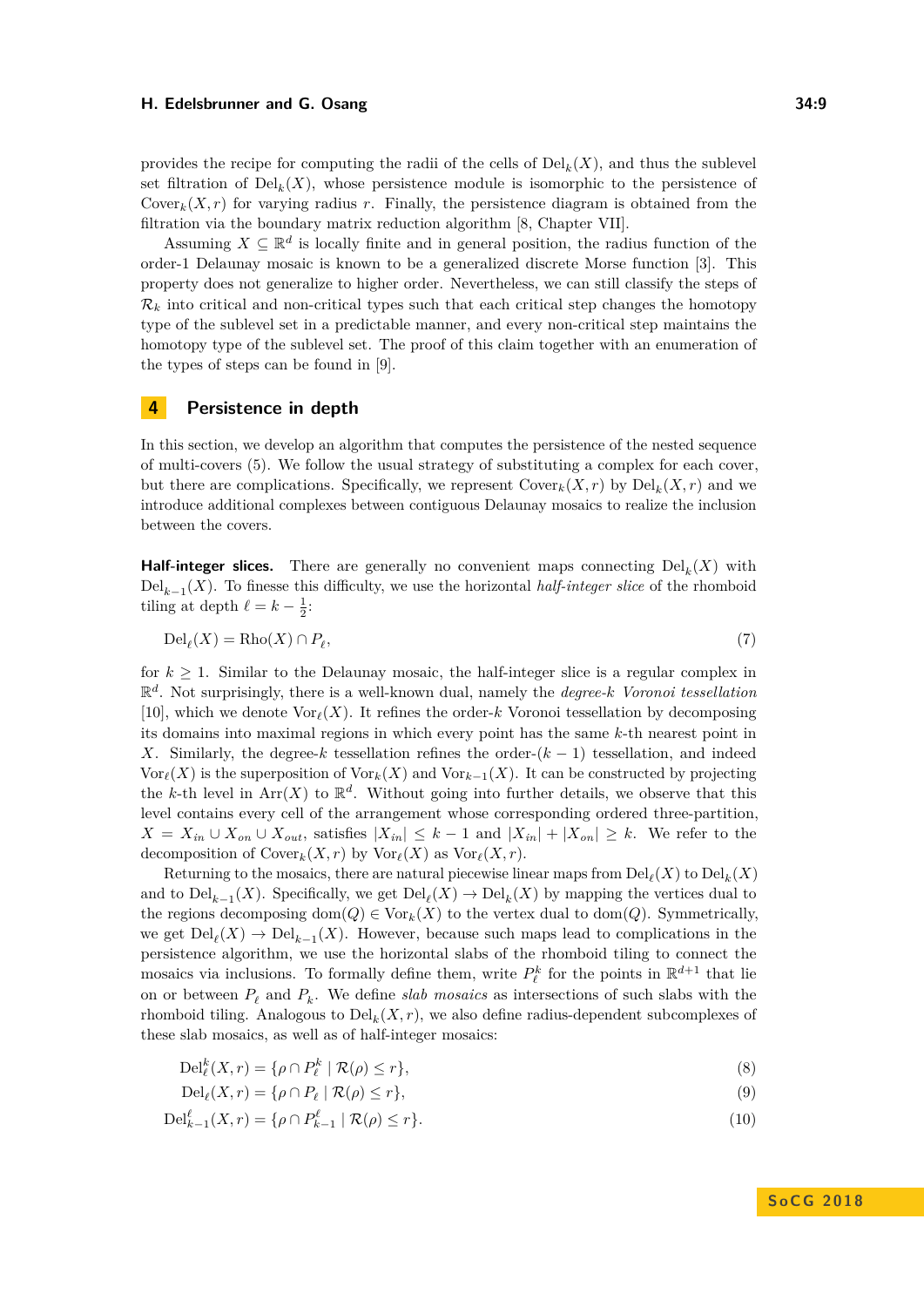provides the recipe for computing the radii of the cells of $\mathrm{Del}_k(X)$, and thus the sublevel set filtration of $\mathrm{Del}_k(X)$, whose persistence module is isomorphic to the persistence of $\mathrm{Cover}_k(X, r)$ for varying radius $r$. Finally, the persistence diagram is obtained from the filtration via the boundary matrix reduction algorithm [8, Chapter VII].

Assuming $X \subseteq \mathbb{R}^d$ is locally finite and in general position, the radius function of the order-1 Delaunay mosaic is known to be a generalized discrete Morse function [3]. This property does not generalize to higher order. Nevertheless, we can still classify the steps of $\mathcal{R}_k$ into critical and non-critical types such that each critical step changes the homotopy type of the sublevel set in a predictable manner, and every non-critical step maintains the homotopy type of the sublevel set. The proof of this claim together with an enumeration of the types of steps can be found in [9].

## 4 Persistence in depth

In this section, we develop an algorithm that computes the persistence of the nested sequence of multi-covers (5). We follow the usual strategy of substituting a complex for each cover, but there are complications. Specifically, we represent $\mathrm{Cover}_k(X, r)$ by $\mathrm{Del}_k(X, r)$ and we introduce additional complexes between contiguous Delaunay mosaics to realize the inclusion between the covers.

**Half-integer slices.** There are generally no convenient maps connecting $\mathrm{Del}_k(X)$ with $\mathrm{Del}_{k-1}(X)$. To finesse this difficulty, we use the horizontal *half-integer slice* of the rhomboid tiling at depth $\ell = k - \frac{1}{2}$:

$$\mathrm{Del}_\ell(X) = \mathrm{Rho}(X) \cap P_\ell, \tag{7}$$

for $k \geq 1$. Similar to the Delaunay mosaic, the half-integer slice is a regular complex in $\mathbb{R}^d$. Not surprisingly, there is a well-known dual, namely the *degree-$k$ Voronoi tessellation* [10], which we denote $\mathrm{Vor}_\ell(X)$. It refines the order-$k$ Voronoi tessellation by decomposing its domains into maximal regions in which every point has the same $k$-th nearest point in $X$. Similarly, the degree-$k$ tessellation refines the order-$(k-1)$ tessellation, and indeed $\mathrm{Vor}_\ell(X)$ is the superposition of $\mathrm{Vor}_k(X)$ and $\mathrm{Vor}_{k-1}(X)$. It can be constructed by projecting the $k$-th level in $\mathrm{Arr}(X)$ to $\mathbb{R}^d$. Without going into further details, we observe that this level contains every cell of the arrangement whose corresponding ordered three-partition, $X = X_{in} \cup X_{on} \cup X_{out}$, satisfies $|X_{in}| \leq k - 1$ and $|X_{in}| + |X_{on}| \geq k$. We refer to the decomposition of $\mathrm{Cover}_k(X, r)$ by $\mathrm{Vor}_\ell(X)$ as $\mathrm{Vor}_\ell(X, r)$.

Returning to the mosaics, there are natural piecewise linear maps from $\mathrm{Del}_\ell(X)$ to $\mathrm{Del}_k(X)$ and to $\mathrm{Del}_{k-1}(X)$. Specifically, we get $\mathrm{Del}_\ell(X) \to \mathrm{Del}_k(X)$ by mapping the vertices dual to the regions decomposing $\mathrm{dom}(Q) \in \mathrm{Vor}_k(X)$ to the vertex dual to $\mathrm{dom}(Q)$. Symmetrically, we get $\mathrm{Del}_\ell(X) \to \mathrm{Del}_{k-1}(X)$. However, because such maps lead to complications in the persistence algorithm, we use the horizontal slabs of the rhomboid tiling to connect the mosaics via inclusions. To formally define them, write $P_\ell^k$ for the points in $\mathbb{R}^{d+1}$ that lie on or between $P_\ell$ and $P_k$. We define *slab mosaics* as intersections of such slabs with the rhomboid tiling. Analogous to $\mathrm{Del}_k(X, r)$, we also define radius-dependent subcomplexes of these slab mosaics, as well as of half-integer mosaics:

$$\mathrm{Del}_\ell^k(X, r) = \{\rho \cap P_\ell^k \mid \mathcal{R}(\rho) \leq r\}, \tag{8}$$

$$\mathrm{Del}_\ell(X, r) = \{\rho \cap P_\ell \mid \mathcal{R}(\rho) \leq r\}, \tag{9}$$

$$\mathrm{Del}_{k-1}^\ell(X, r) = \{\rho \cap P_{k-1}^\ell \mid \mathcal{R}(\rho) \leq r\}. \tag{10}$$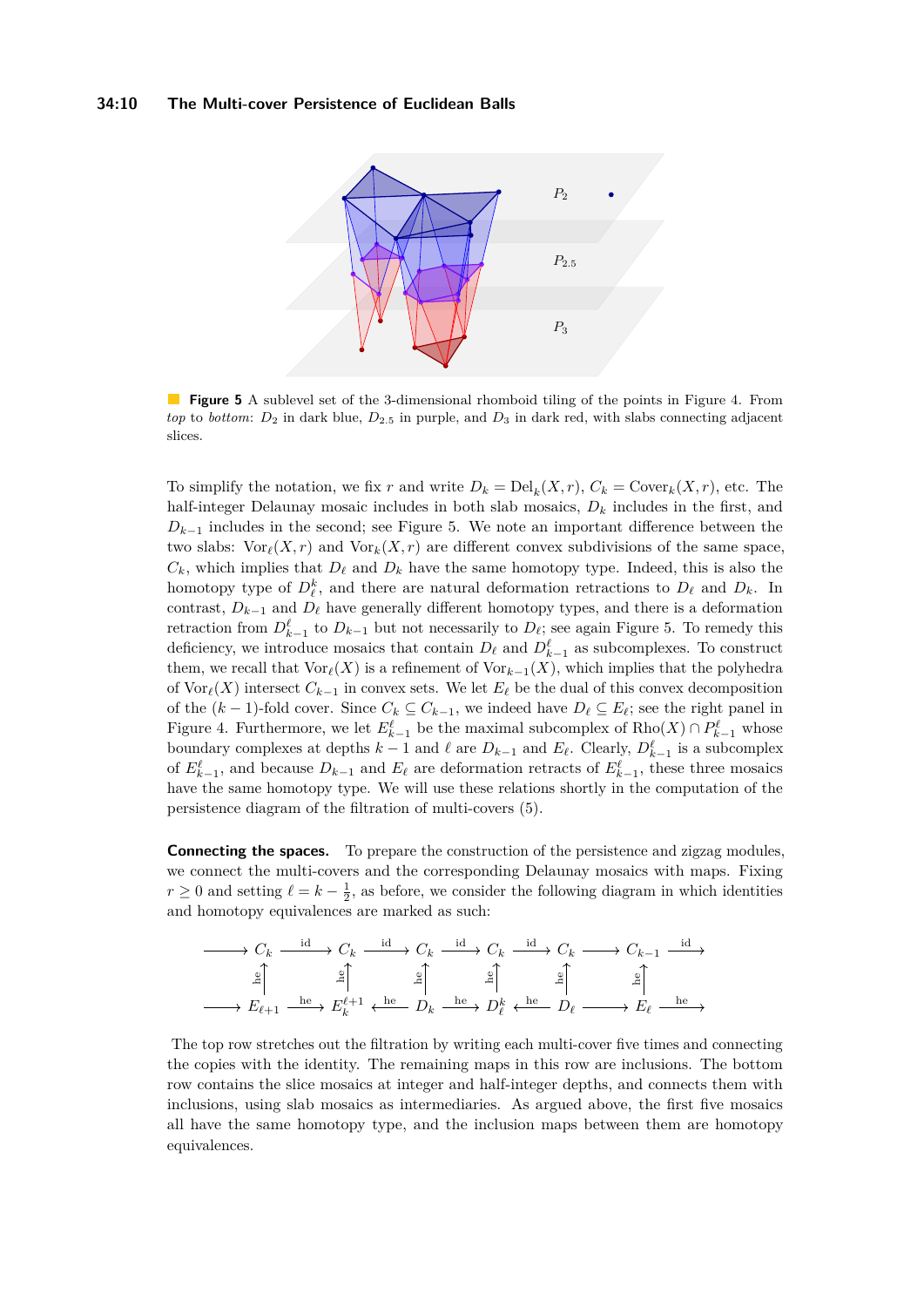**Figure 5** A sublevel set of the 3-dimensional rhomboid tiling of the points in Figure 4. From *top* to *bottom*: $D_2$ in dark blue, $D_{2.5}$ in purple, and $D_3$ in dark red, with slabs connecting adjacent slices.

To simplify the notation, we fix $r$ and write $D_k = \mathrm{Del}_k(X, r)$, $C_k = \mathrm{Cover}_k(X, r)$, etc. The half-integer Delaunay mosaic includes in both slab mosaics, $D_k$ includes in the first, and $D_{k-1}$ includes in the second; see Figure 5. We note an important difference between the two slabs: $\mathrm{Vor}_\ell(X, r)$ and $\mathrm{Vor}_k(X, r)$ are different convex subdivisions of the same space, $C_k$, which implies that $D_\ell$ and $D_k$ have the same homotopy type. Indeed, this is also the homotopy type of $D_\ell^k$, and there are natural deformation retractions to $D_\ell$ and $D_k$. In contrast, $D_{k-1}$ and $D_\ell$ have generally different homotopy types, and there is a deformation retraction from $D_{k-1}^\ell$ to $D_{k-1}$ but not necessarily to $D_\ell$; see again Figure 5. To remedy this deficiency, we introduce mosaics that contain $D_\ell$ and $D_{k-1}^\ell$ as subcomplexes. To construct them, we recall that $\mathrm{Vor}_\ell(X)$ is a refinement of $\mathrm{Vor}_{k-1}(X)$, which implies that the polyhedra of $\mathrm{Vor}_\ell(X)$ intersect $C_{k-1}$ in convex sets. We let $E_\ell$ be the dual of this convex decomposition of the $(k-1)$-fold cover. Since $C_k \subseteq C_{k-1}$, we indeed have $D_\ell \subseteq E_\ell$; see the right panel in Figure 4. Furthermore, we let $E_{k-1}^\ell$ be the maximal subcomplex of $\mathrm{Rho}(X) \cap P_{k-1}^\ell$ whose boundary complexes at depths $k-1$ and $\ell$ are $D_{k-1}$ and $E_\ell$. Clearly, $D_{k-1}^\ell$ is a subcomplex of $E_{k-1}^\ell$, and because $D_{k-1}$ and $E_\ell$ are deformation retracts of $E_{k-1}^\ell$, these three mosaics have the same homotopy type. We will use these relations shortly in the computation of the persistence diagram of the filtration of multi-covers (5).

**Connecting the spaces.** To prepare the construction of the persistence and zigzag modules, we connect the multi-covers and the corresponding Delaunay mosaics with maps. Fixing $r \geq 0$ and setting $\ell = k - \frac{1}{2}$, as before, we consider the following diagram in which identities and homotopy equivalences are marked as such:

$$
\begin{array}{ccccccccccccccc}
\longrightarrow & C_k & \xrightarrow{\mathrm{id}} & C_k & \xrightarrow{\mathrm{id}} & C_k & \xrightarrow{\mathrm{id}} & C_k & \xrightarrow{\mathrm{id}} & C_k & \longrightarrow & C_{k-1} & \xrightarrow{\mathrm{id}} \\
 & \uparrow{\scriptstyle \mathrm{he}} & & \uparrow{\scriptstyle \mathrm{he}} & & \uparrow{\scriptstyle \mathrm{he}} & & \uparrow{\scriptstyle \mathrm{he}} & & \uparrow{\scriptstyle \mathrm{he}} & & \uparrow{\scriptstyle \mathrm{he}} & \\
\longrightarrow & E_{\ell+1} & \xrightarrow{\mathrm{he}} & E_k^{\ell+1} & \xleftarrow{\mathrm{he}} & D_k & \xrightarrow{\mathrm{he}} & D_\ell^k & \xleftarrow{\mathrm{he}} & D_\ell & \longrightarrow & E_\ell & \xrightarrow{\mathrm{he}}
\end{array}
$$

The top row stretches out the filtration by writing each multi-cover five times and connecting the copies with the identity. The remaining maps in this row are inclusions. The bottom row contains the slice mosaics at integer and half-integer depths, and connects them with inclusions, using slab mosaics as intermediaries. As argued above, the first five mosaics all have the same homotopy type, and the inclusion maps between them are homotopy equivalences.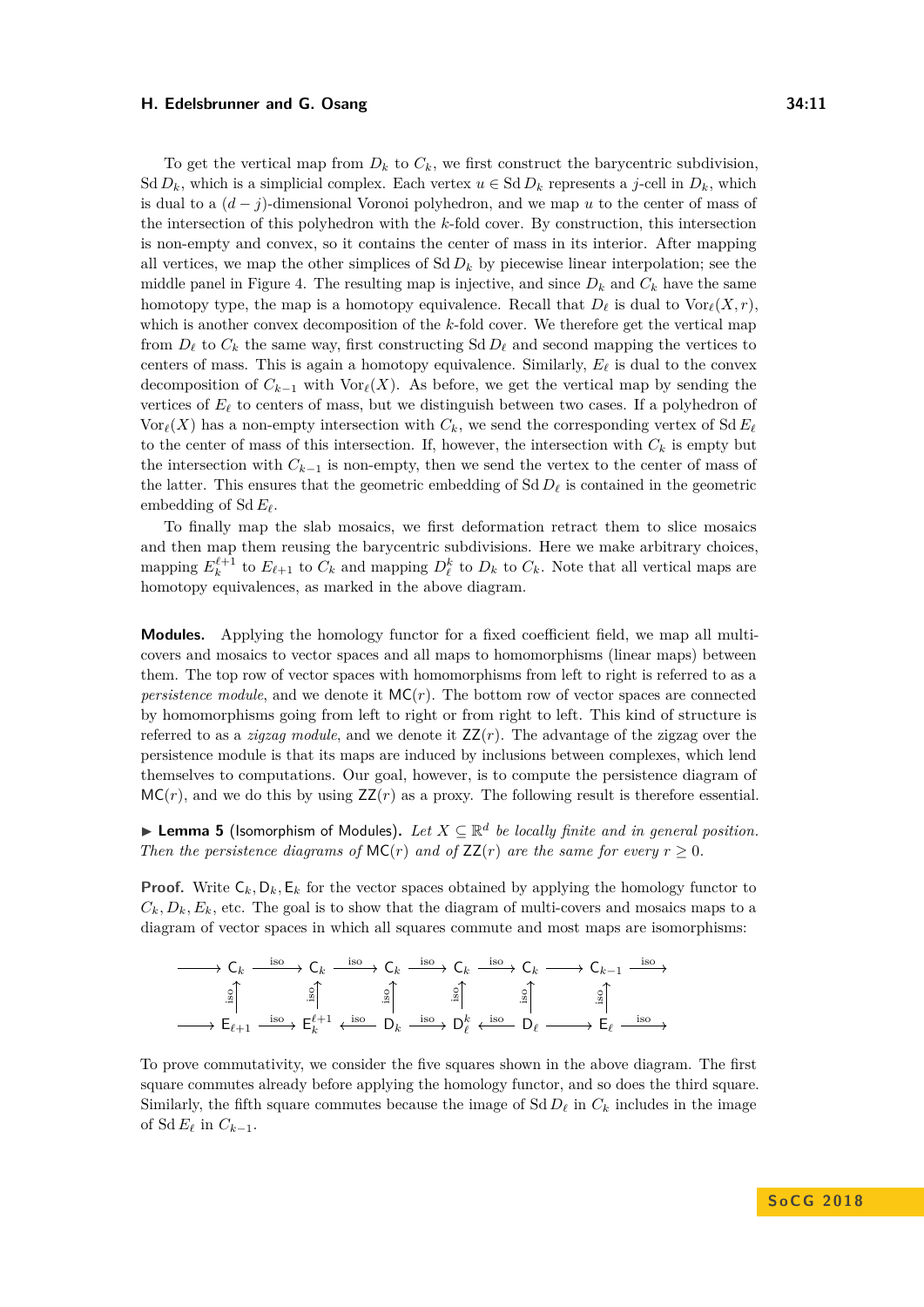To get the vertical map from $D_k$ to $C_k$, we first construct the barycentric subdivision, $\mathrm{Sd}\, D_k$, which is a simplicial complex. Each vertex $u \in \mathrm{Sd}\, D_k$ represents a $j$-cell in $D_k$, which is dual to a $(d-j)$-dimensional Voronoi polyhedron, and we map $u$ to the center of mass of the intersection of this polyhedron with the $k$-fold cover. By construction, this intersection is non-empty and convex, so it contains the center of mass in its interior. After mapping all vertices, we map the other simplices of $\mathrm{Sd}\, D_k$ by piecewise linear interpolation; see the middle panel in Figure 4. The resulting map is injective, and since $D_k$ and $C_k$ have the same homotopy type, the map is a homotopy equivalence. Recall that $D_\ell$ is dual to $\mathrm{Vor}_\ell(X,r)$, which is another convex decomposition of the $k$-fold cover. We therefore get the vertical map from $D_\ell$ to $C_k$ the same way, first constructing $\mathrm{Sd}\, D_\ell$ and second mapping the vertices to centers of mass. This is again a homotopy equivalence. Similarly, $E_\ell$ is dual to the convex decomposition of $C_{k-1}$ with $\mathrm{Vor}_\ell(X)$. As before, we get the vertical map by sending the vertices of $E_\ell$ to centers of mass, but we distinguish between two cases. If a polyhedron of $\mathrm{Vor}_\ell(X)$ has a non-empty intersection with $C_k$, we send the corresponding vertex of $\mathrm{Sd}\, E_\ell$ to the center of mass of this intersection. If, however, the intersection with $C_k$ is empty but the intersection with $C_{k-1}$ is non-empty, then we send the vertex to the center of mass of the latter. This ensures that the geometric embedding of $\mathrm{Sd}\, D_\ell$ is contained in the geometric embedding of $\mathrm{Sd}\, E_\ell$.

To finally map the slab mosaics, we first deformation retract them to slice mosaics and then map them reusing the barycentric subdivisions. Here we make arbitrary choices, mapping $E_k^{\ell+1}$ to $E_{\ell+1}$ to $C_k$ and mapping $D_\ell^k$ to $D_k$ to $C_k$. Note that all vertical maps are homotopy equivalences, as marked in the above diagram.

**Modules.** Applying the homology functor for a fixed coefficient field, we map all multi-covers and mosaics to vector spaces and all maps to homomorphisms (linear maps) between them. The top row of vector spaces with homomorphisms from left to right is referred to as a *persistence module*, and we denote it $\mathsf{MC}(r)$. The bottom row of vector spaces are connected by homomorphisms going from left to right or from right to left. This kind of structure is referred to as a *zigzag module*, and we denote it $\mathsf{ZZ}(r)$. The advantage of the zigzag over the persistence module is that its maps are induced by inclusions between complexes, which lend themselves to computations. Our goal, however, is to compute the persistence diagram of $\mathsf{MC}(r)$, and we do this by using $\mathsf{ZZ}(r)$ as a proxy. The following result is therefore essential.

▶ **Lemma 5** (Isomorphism of Modules)**.** *Let $X \subseteq \mathbb{R}^d$ be locally finite and in general position. Then the persistence diagrams of $\mathsf{MC}(r)$ and of $\mathsf{ZZ}(r)$ are the same for every $r \geq 0$.*

**Proof.** Write $\mathsf{C}_k, \mathsf{D}_k, \mathsf{E}_k$ for the vector spaces obtained by applying the homology functor to $C_k, D_k, E_k$, etc. The goal is to show that the diagram of multi-covers and mosaics maps to a diagram of vector spaces in which all squares commute and most maps are isomorphisms:

$$
\begin{array}{ccccccccccccc}
\longrightarrow & \mathsf{C}_k & \xrightarrow{\text{iso}} & \mathsf{C}_k & \xrightarrow{\text{iso}} & \mathsf{C}_k & \xrightarrow{\text{iso}} & \mathsf{C}_k & \xrightarrow{\text{iso}} & \mathsf{C}_k & \longrightarrow & \mathsf{C}_{k-1} & \xrightarrow{\text{iso}} \\
 & \uparrow{\scriptstyle \text{iso}} & & \uparrow{\scriptstyle \text{iso}} & & \uparrow{\scriptstyle \text{iso}} & & \uparrow{\scriptstyle \text{iso}} & & \uparrow{\scriptstyle \text{iso}} & & \uparrow{\scriptstyle \text{iso}} & \\
\longrightarrow & \mathsf{E}_{\ell+1} & \xrightarrow{\text{iso}} & \mathsf{E}_k^{\ell+1} & \xleftarrow{\text{iso}} & \mathsf{D}_k & \xrightarrow{\text{iso}} & \mathsf{D}_\ell^k & \xleftarrow{\text{iso}} & \mathsf{D}_\ell & \longrightarrow & \mathsf{E}_\ell & \xrightarrow{\text{iso}}
\end{array}
$$

To prove commutativity, we consider the five squares shown in the above diagram. The first square commutes already before applying the homology functor, and so does the third square. Similarly, the fifth square commutes because the image of $\mathrm{Sd}\, D_\ell$ in $C_k$ includes in the image of $\mathrm{Sd}\, E_\ell$ in $C_{k-1}$.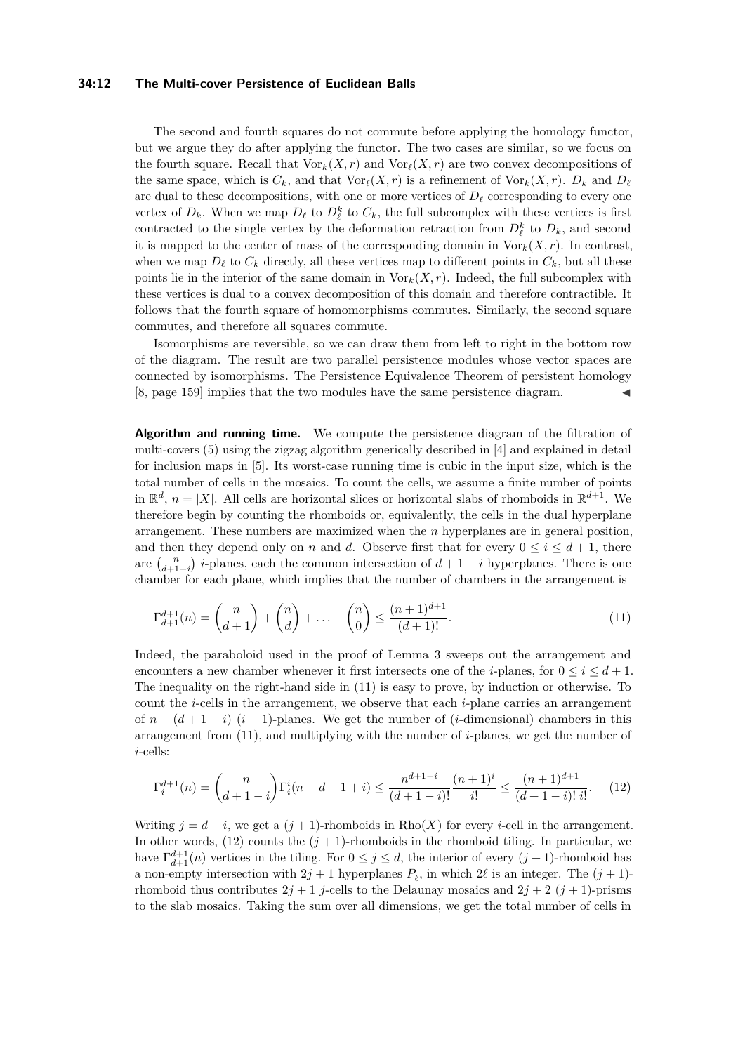The second and fourth squares do not commute before applying the homology functor, but we argue they do after applying the functor. The two cases are similar, so we focus on the fourth square. Recall that $\mathrm{Vor}_k(X, r)$ and $\mathrm{Vor}_\ell(X, r)$ are two convex decompositions of the same space, which is $C_k$, and that $\mathrm{Vor}_\ell(X, r)$ is a refinement of $\mathrm{Vor}_k(X, r)$. $D_k$ and $D_\ell$ are dual to these decompositions, with one or more vertices of $D_\ell$ corresponding to every one vertex of $D_k$. When we map $D_\ell$ to $D_\ell^k$ to $C_k$, the full subcomplex with these vertices is first contracted to the single vertex by the deformation retraction from $D_\ell^k$ to $D_k$, and second it is mapped to the center of mass of the corresponding domain in $\mathrm{Vor}_k(X, r)$. In contrast, when we map $D_\ell$ to $C_k$ directly, all these vertices map to different points in $C_k$, but all these points lie in the interior of the same domain in $\mathrm{Vor}_k(X, r)$. Indeed, the full subcomplex with these vertices is dual to a convex decomposition of this domain and therefore contractible. It follows that the fourth square of homomorphisms commutes. Similarly, the second square commutes, and therefore all squares commute.

Isomorphisms are reversible, so we can draw them from left to right in the bottom row of the diagram. The result are two parallel persistence modules whose vector spaces are connected by isomorphisms. The Persistence Equivalence Theorem of persistent homology [8, page 159] implies that the two modules have the same persistence diagram. ◀

**Algorithm and running time.** We compute the persistence diagram of the filtration of multi-covers (5) using the zigzag algorithm generically described in [4] and explained in detail for inclusion maps in [5]. Its worst-case running time is cubic in the input size, which is the total number of cells in the mosaics. To count the cells, we assume a finite number of points in $\mathbb{R}^d$, $n = |X|$. All cells are horizontal slices or horizontal slabs of rhomboids in $\mathbb{R}^{d+1}$. We therefore begin by counting the rhomboids or, equivalently, the cells in the dual hyperplane arrangement. These numbers are maximized when the $n$ hyperplanes are in general position, and then they depend only on $n$ and $d$. Observe first that for every $0 \le i \le d+1$, there are $\binom{n}{d+1-i}$ $i$-planes, each the common intersection of $d+1-i$ hyperplanes. There is one chamber for each plane, which implies that the number of chambers in the arrangement is

$$\Gamma_{d+1}^{d+1}(n) = \binom{n}{d+1} + \binom{n}{d} + \ldots + \binom{n}{0} \le \frac{(n+1)^{d+1}}{(d+1)!}. \tag{11}$$

Indeed, the paraboloid used in the proof of Lemma 3 sweeps out the arrangement and encounters a new chamber whenever it first intersects one of the $i$-planes, for $0 \le i \le d+1$. The inequality on the right-hand side in (11) is easy to prove, by induction or otherwise. To count the $i$-cells in the arrangement, we observe that each $i$-plane carries an arrangement of $n-(d+1-i)$ $(i-1)$-planes. We get the number of ($i$-dimensional) chambers in this arrangement from (11), and multiplying with the number of $i$-planes, we get the number of $i$-cells:

$$\Gamma_i^{d+1}(n) = \binom{n}{d+1-i}\Gamma_i^i(n-d-1+i) \le \frac{n^{d+1-i}}{(d+1-i)!}\frac{(n+1)^i}{i!} \le \frac{(n+1)^{d+1}}{(d+1-i)!\,i!}. \tag{12}$$

Writing $j = d-i$, we get a $(j+1)$-rhomboids in $\mathrm{Rho}(X)$ for every $i$-cell in the arrangement. In other words, (12) counts the $(j+1)$-rhomboids in the rhomboid tiling. In particular, we have $\Gamma_{d+1}^{d+1}(n)$ vertices in the tiling. For $0 \le j \le d$, the interior of every $(j+1)$-rhomboid has a non-empty intersection with $2j+1$ hyperplanes $P_\ell$, in which $2\ell$ is an integer. The $(j+1)$-rhomboid thus contributes $2j+1$ $j$-cells to the Delaunay mosaics and $2j+2$ $(j+1)$-prisms to the slab mosaics. Taking the sum over all dimensions, we get the total number of cells in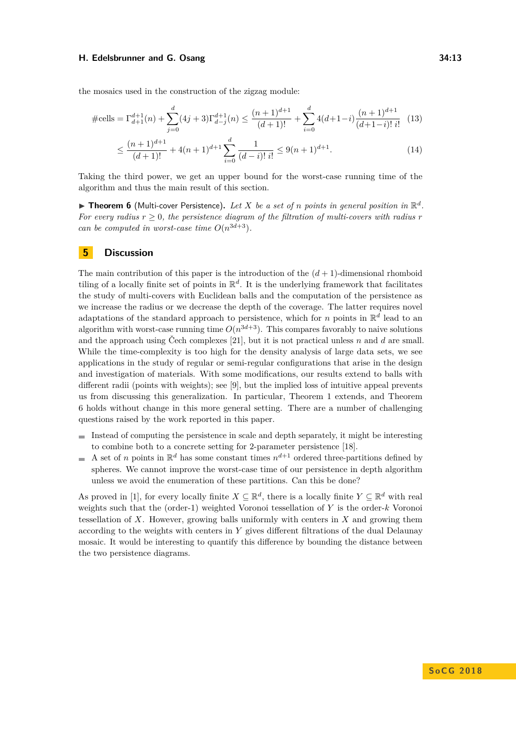the mosaics used in the construction of the zigzag module:

$$\#\text{cells} = \Gamma_{d+1}^{d+1}(n) + \sum_{j=0}^{d}(4j+3)\Gamma_{d-j}^{d+1}(n) \le \frac{(n+1)^{d+1}}{(d+1)!} + \sum_{i=0}^{d} 4(d+1-i)\frac{(n+1)^{d+1}}{(d+1-i)!\; i!} \quad (13)$$

$$\le \frac{(n+1)^{d+1}}{(d+1)!} + 4(n+1)^{d+1}\sum_{i=0}^{d}\frac{1}{(d-i)!\; i!} \le 9(n+1)^{d+1}. \quad (14)$$

Taking the third power, we get an upper bound for the worst-case running time of the algorithm and thus the main result of this section.

▶ **Theorem 6** (Multi-cover Persistence). *Let $X$ be a set of $n$ points in general position in $\mathbb{R}^d$. For every radius $r \ge 0$, the persistence diagram of the filtration of multi-covers with radius $r$ can be computed in worst-case time $O(n^{3d+3})$.*

## 5 Discussion

The main contribution of this paper is the introduction of the $(d+1)$-dimensional rhomboid tiling of a locally finite set of points in $\mathbb{R}^d$. It is the underlying framework that facilitates the study of multi-covers with Euclidean balls and the computation of the persistence as we increase the radius or we decrease the depth of the coverage. The latter requires novel adaptations of the standard approach to persistence, which for $n$ points in $\mathbb{R}^d$ lead to an algorithm with worst-case running time $O(n^{3d+3})$. This compares favorably to naive solutions and the approach using Čech complexes [21], but it is not practical unless $n$ and $d$ are small. While the time-complexity is too high for the density analysis of large data sets, we see applications in the study of regular or semi-regular configurations that arise in the design and investigation of materials. With some modifications, our results extend to balls with different radii (points with weights); see [9], but the implied loss of intuitive appeal prevents us from discussing this generalization. In particular, Theorem 1 extends, and Theorem 6 holds without change in this more general setting. There are a number of challenging questions raised by the work reported in this paper.

- Instead of computing the persistence in scale and depth separately, it might be interesting to combine both to a concrete setting for 2-parameter persistence [18].
- A set of $n$ points in $\mathbb{R}^d$ has some constant times $n^{d+1}$ ordered three-partitions defined by spheres. We cannot improve the worst-case time of our persistence in depth algorithm unless we avoid the enumeration of these partitions. Can this be done?

As proved in [1], for every locally finite $X \subseteq \mathbb{R}^d$, there is a locally finite $Y \subseteq \mathbb{R}^d$ with real weights such that the (order-1) weighted Voronoi tessellation of $Y$ is the order-$k$ Voronoi tessellation of $X$. However, growing balls uniformly with centers in $X$ and growing them according to the weights with centers in $Y$ gives different filtrations of the dual Delaunay mosaic. It would be interesting to quantify this difference by bounding the distance between the two persistence diagrams.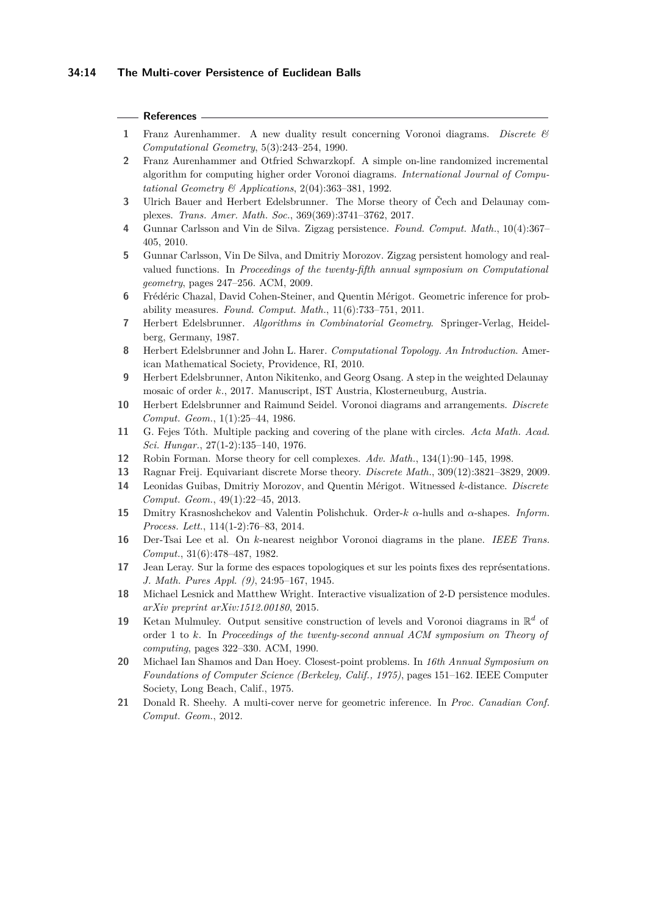## References

1. Franz Aurenhammer. A new duality result concerning Voronoi diagrams. *Discrete & Computational Geometry*, 5(3):243–254, 1990.
2. Franz Aurenhammer and Otfried Schwarzkopf. A simple on-line randomized incremental algorithm for computing higher order Voronoi diagrams. *International Journal of Computational Geometry & Applications*, 2(04):363–381, 1992.
3. Ulrich Bauer and Herbert Edelsbrunner. The Morse theory of Čech and Delaunay complexes. *Trans. Amer. Math. Soc.*, 369(369):3741–3762, 2017.
4. Gunnar Carlsson and Vin de Silva. Zigzag persistence. *Found. Comput. Math.*, 10(4):367–405, 2010.
5. Gunnar Carlsson, Vin De Silva, and Dmitriy Morozov. Zigzag persistent homology and real-valued functions. In *Proceedings of the twenty-fifth annual symposium on Computational geometry*, pages 247–256. ACM, 2009.
6. Frédéric Chazal, David Cohen-Steiner, and Quentin Mérigot. Geometric inference for probability measures. *Found. Comput. Math.*, 11(6):733–751, 2011.
7. Herbert Edelsbrunner. *Algorithms in Combinatorial Geometry*. Springer-Verlag, Heidelberg, Germany, 1987.
8. Herbert Edelsbrunner and John L. Harer. *Computational Topology. An Introduction*. American Mathematical Society, Providence, RI, 2010.
9. Herbert Edelsbrunner, Anton Nikitenko, and Georg Osang. A step in the weighted Delaunay mosaic of order $k$., 2017. Manuscript, IST Austria, Klosterneuburg, Austria.
10. Herbert Edelsbrunner and Raimund Seidel. Voronoi diagrams and arrangements. *Discrete Comput. Geom.*, 1(1):25–44, 1986.
11. G. Fejes Tóth. Multiple packing and covering of the plane with circles. *Acta Math. Acad. Sci. Hungar.*, 27(1-2):135–140, 1976.
12. Robin Forman. Morse theory for cell complexes. *Adv. Math.*, 134(1):90–145, 1998.
13. Ragnar Freij. Equivariant discrete Morse theory. *Discrete Math.*, 309(12):3821–3829, 2009.
14. Leonidas Guibas, Dmitriy Morozov, and Quentin Mérigot. Witnessed $k$-distance. *Discrete Comput. Geom.*, 49(1):22–45, 2013.
15. Dmitry Krasnoshchekov and Valentin Polishchuk. Order-$k$ $\alpha$-hulls and $\alpha$-shapes. *Inform. Process. Lett.*, 114(1-2):76–83, 2014.
16. Der-Tsai Lee et al. On $k$-nearest neighbor Voronoi diagrams in the plane. *IEEE Trans. Comput.*, 31(6):478–487, 1982.
17. Jean Leray. Sur la forme des espaces topologiques et sur les points fixes des représentations. *J. Math. Pures Appl. (9)*, 24:95–167, 1945.
18. Michael Lesnick and Matthew Wright. Interactive visualization of 2-D persistence modules. *arXiv preprint arXiv:1512.00180*, 2015.
19. Ketan Mulmuley. Output sensitive construction of levels and Voronoi diagrams in $\mathbb{R}^d$ of order 1 to $k$. In *Proceedings of the twenty-second annual ACM symposium on Theory of computing*, pages 322–330. ACM, 1990.
20. Michael Ian Shamos and Dan Hoey. Closest-point problems. In *16th Annual Symposium on Foundations of Computer Science (Berkeley, Calif., 1975)*, pages 151–162. IEEE Computer Society, Long Beach, Calif., 1975.
21. Donald R. Sheehy. A multi-cover nerve for geometric inference. In *Proc. Canadian Conf. Comput. Geom.*, 2012.